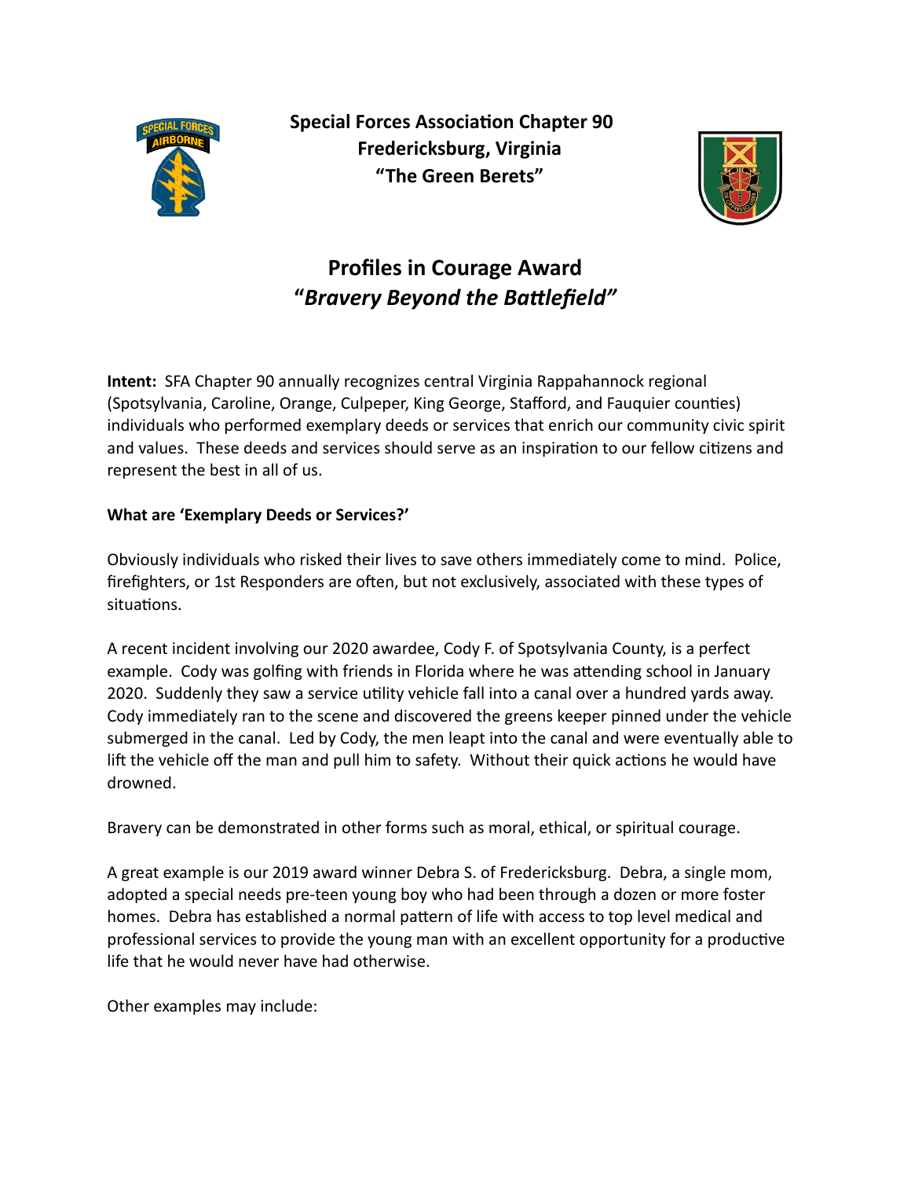**Special Forces Association Chapter 90**
**Fredericksburg, Virginia**
**"The Green Berets"**

# Profiles in Courage Award
## "*Bravery Beyond the Battlefield"*

**Intent:** SFA Chapter 90 annually recognizes central Virginia Rappahannock regional (Spotsylvania, Caroline, Orange, Culpeper, King George, Stafford, and Fauquier counties) individuals who performed exemplary deeds or services that enrich our community civic spirit and values. These deeds and services should serve as an inspiration to our fellow citizens and represent the best in all of us.

**What are 'Exemplary Deeds or Services?'**

Obviously individuals who risked their lives to save others immediately come to mind. Police, firefighters, or 1st Responders are often, but not exclusively, associated with these types of situations.

A recent incident involving our 2020 awardee, Cody F. of Spotsylvania County, is a perfect example. Cody was golfing with friends in Florida where he was attending school in January 2020. Suddenly they saw a service utility vehicle fall into a canal over a hundred yards away. Cody immediately ran to the scene and discovered the greens keeper pinned under the vehicle submerged in the canal. Led by Cody, the men leapt into the canal and were eventually able to lift the vehicle off the man and pull him to safety. Without their quick actions he would have drowned.

Bravery can be demonstrated in other forms such as moral, ethical, or spiritual courage.

A great example is our 2019 award winner Debra S. of Fredericksburg. Debra, a single mom, adopted a special needs pre-teen young boy who had been through a dozen or more foster homes. Debra has established a normal pattern of life with access to top level medical and professional services to provide the young man with an excellent opportunity for a productive life that he would never have had otherwise.

Other examples may include: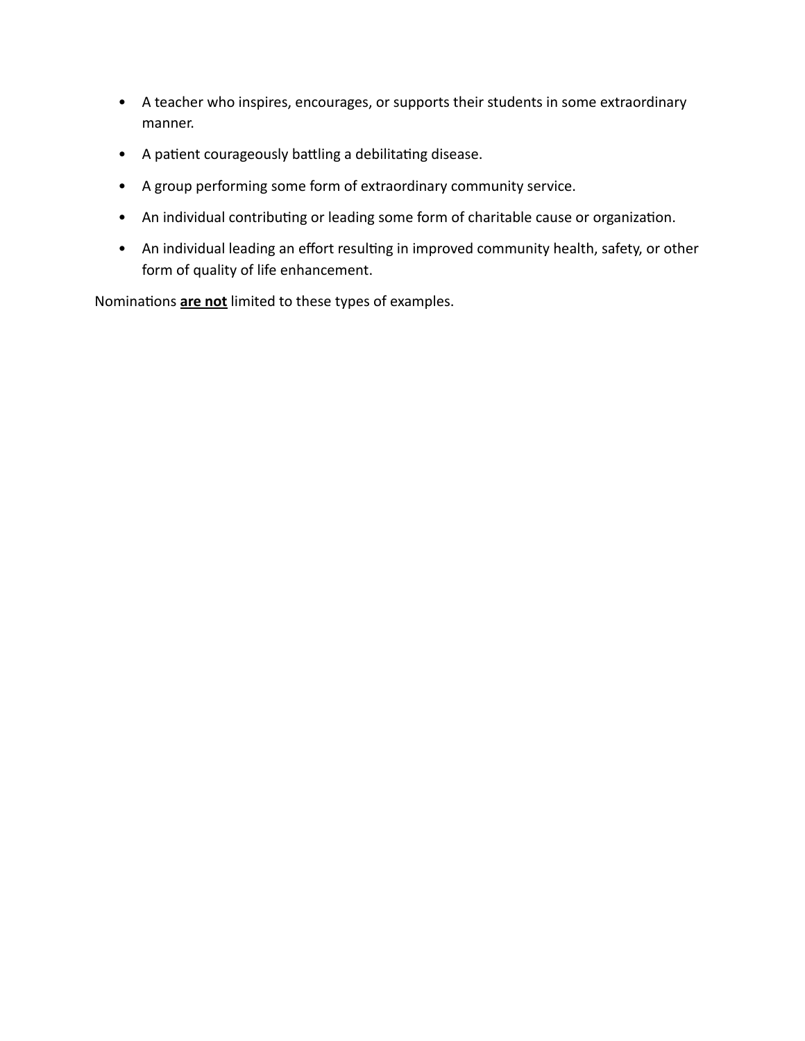- A teacher who inspires, encourages, or supports their students in some extraordinary manner.
- A patient courageously battling a debilitating disease.
- A group performing some form of extraordinary community service.
- An individual contributing or leading some form of charitable cause or organization.
- An individual leading an effort resulting in improved community health, safety, or other form of quality of life enhancement.

Nominations **are not** limited to these types of examples.